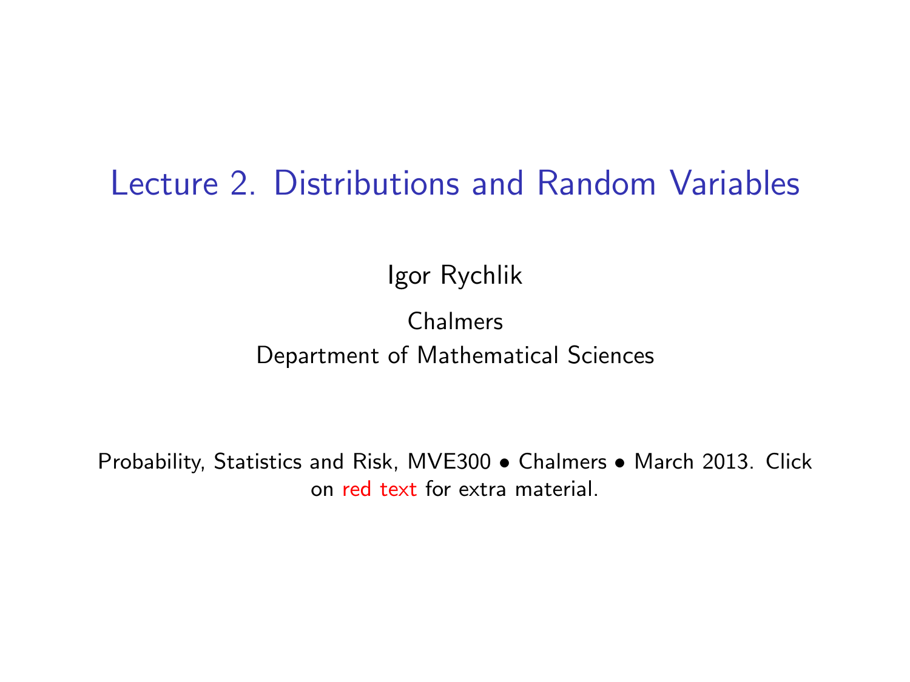# Lecture 2. Distributions and Random Variables

Igor Rychlik

Chalmers

Department of Mathematical Sciences

Probability, Statistics and Risk, MVE300 • Chalmers • March 2013. Click on red text for extra material.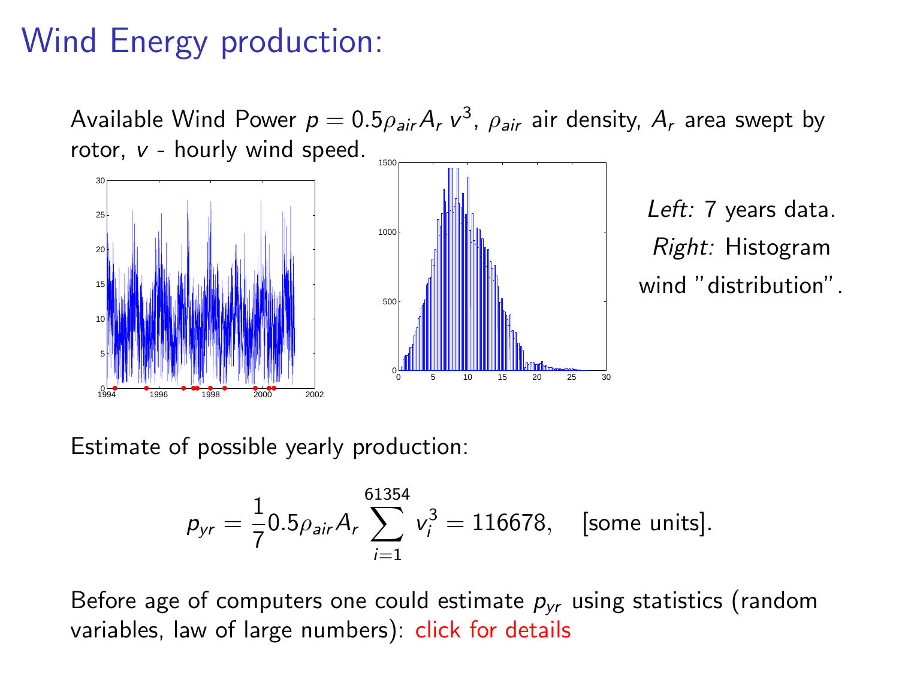# Wind Energy production:

Available Wind Power $p = 0.5\rho_{air} A_r v^3$, $\rho_{air}$ air density, $A_r$ area swept by rotor, $v$ - hourly wind speed.

*Left:* 7 years data.
*Right:* Histogram wind "distribution".

Estimate of possible yearly production:

$$p_{yr} = \frac{1}{7} 0.5 \rho_{air} A_r \sum_{i=1}^{61354} v_i^3 = 116678, \quad \text{[some units]}.$$

Before age of computers one could estimate $p_{yr}$ using statistics (random variables, law of large numbers): click for details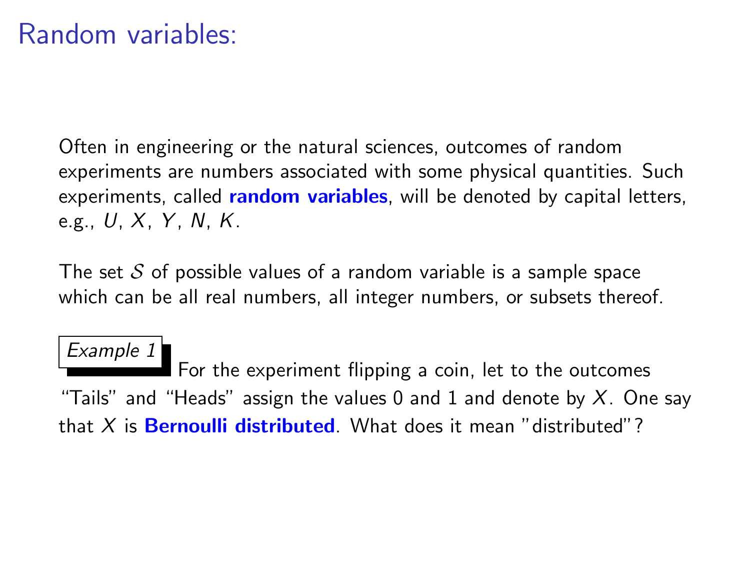# Random variables:

Often in engineering or the natural sciences, outcomes of random experiments are numbers associated with some physical quantities. Such experiments, called **random variables**, will be denoted by capital letters, e.g., $U$, $X$, $Y$, $N$, $K$.

The set $\mathcal{S}$ of possible values of a random variable is a sample space which can be all real numbers, all integer numbers, or subsets thereof.

*Example 1* For the experiment flipping a coin, let to the outcomes "Tails" and "Heads" assign the values 0 and 1 and denote by $X$. One say that $X$ is **Bernoulli distributed**. What does it mean "distributed"?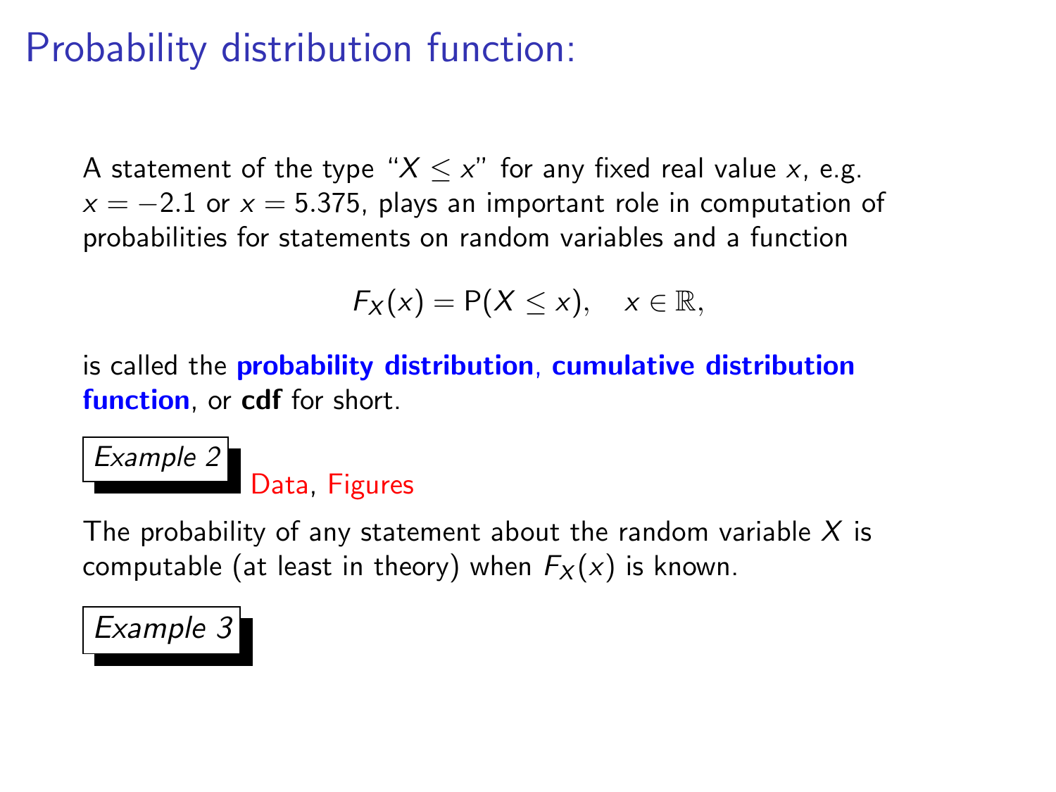# Probability distribution function:

A statement of the type "$X \leq x$" for any fixed real value $x$, e.g. $x = -2.1$ or $x = 5.375$, plays an important role in computation of probabilities for statements on random variables and a function

$$F_X(x) = \mathrm{P}(X \leq x), \quad x \in \mathbb{R},$$

is called the **probability distribution**, **cumulative distribution function**, or **cdf** for short.

*Example 2*

Data, Figures

The probability of any statement about the random variable $X$ is computable (at least in theory) when $F_X(x)$ is known.

*Example 3*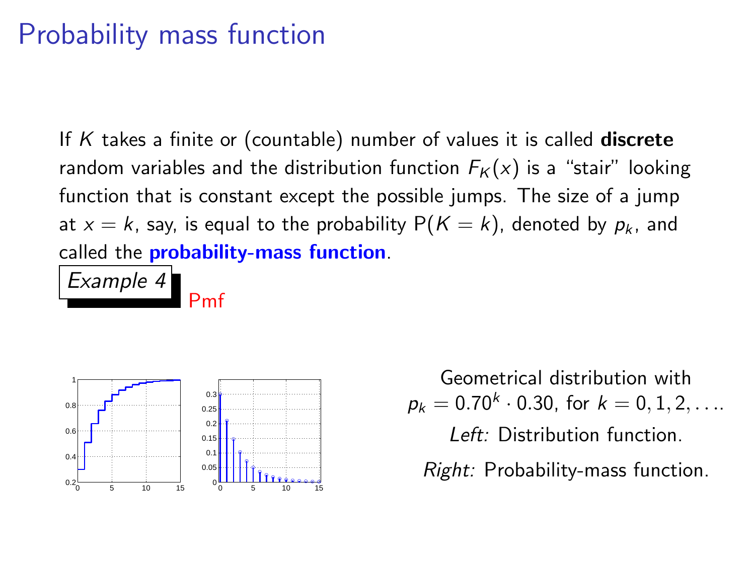# Probability mass function

If $K$ takes a finite or (countable) number of values it is called **discrete** random variables and the distribution function $F_K(x)$ is a "stair" looking function that is constant except the possible jumps. The size of a jump at $x = k$, say, is equal to the probability $\mathrm{P}(K = k)$, denoted by $p_k$, and called the **probability-mass function**.

*Example 4*

Pmf

Geometrical distribution with $p_k = 0.70^k \cdot 0.30$, for $k = 0, 1, 2, \ldots$.

*Left:* Distribution function.

*Right:* Probability-mass function.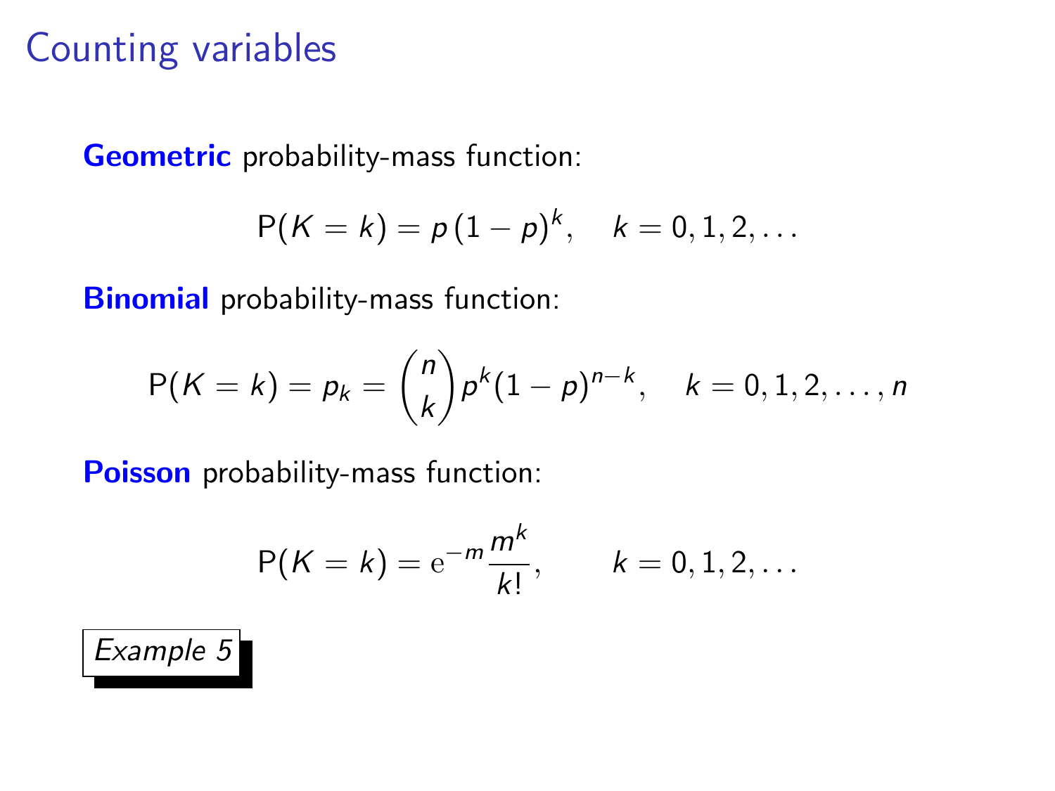# Counting variables

**Geometric** probability-mass function:

$$\mathrm{P}(K = k) = p\,(1-p)^k, \quad k = 0, 1, 2, \ldots$$

**Binomial** probability-mass function:

$$\mathrm{P}(K = k) = p_k = \binom{n}{k} p^k (1-p)^{n-k}, \quad k = 0, 1, 2, \ldots, n$$

**Poisson** probability-mass function:

$$\mathrm{P}(K = k) = \mathrm{e}^{-m} \frac{m^k}{k!}, \qquad k = 0, 1, 2, \ldots$$

*Example 5*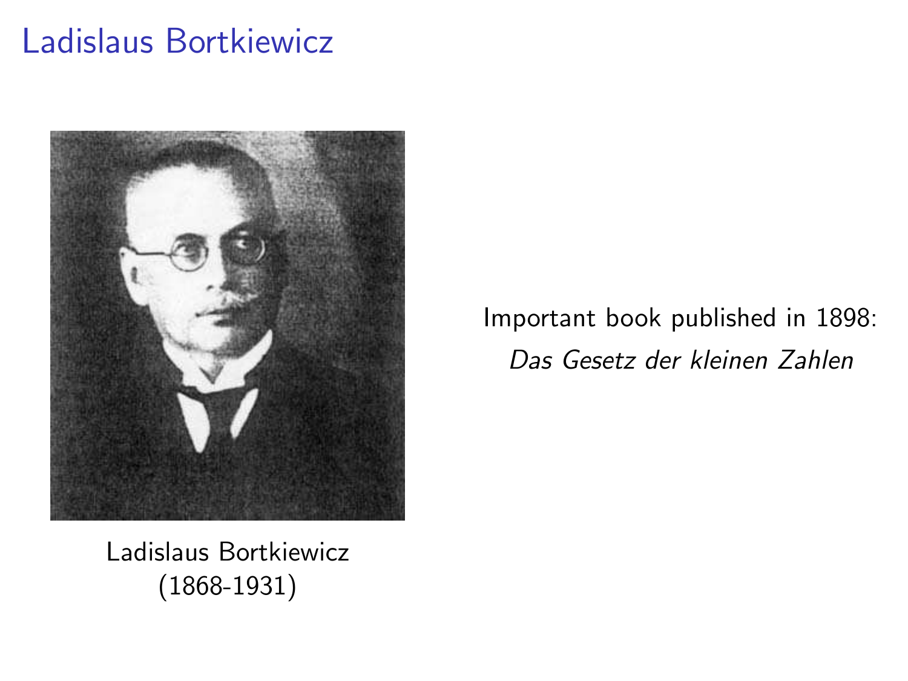# Ladislaus Bortkiewicz

Ladislaus Bortkiewicz
(1868-1931)

Important book published in 1898:
*Das Gesetz der kleinen Zahlen*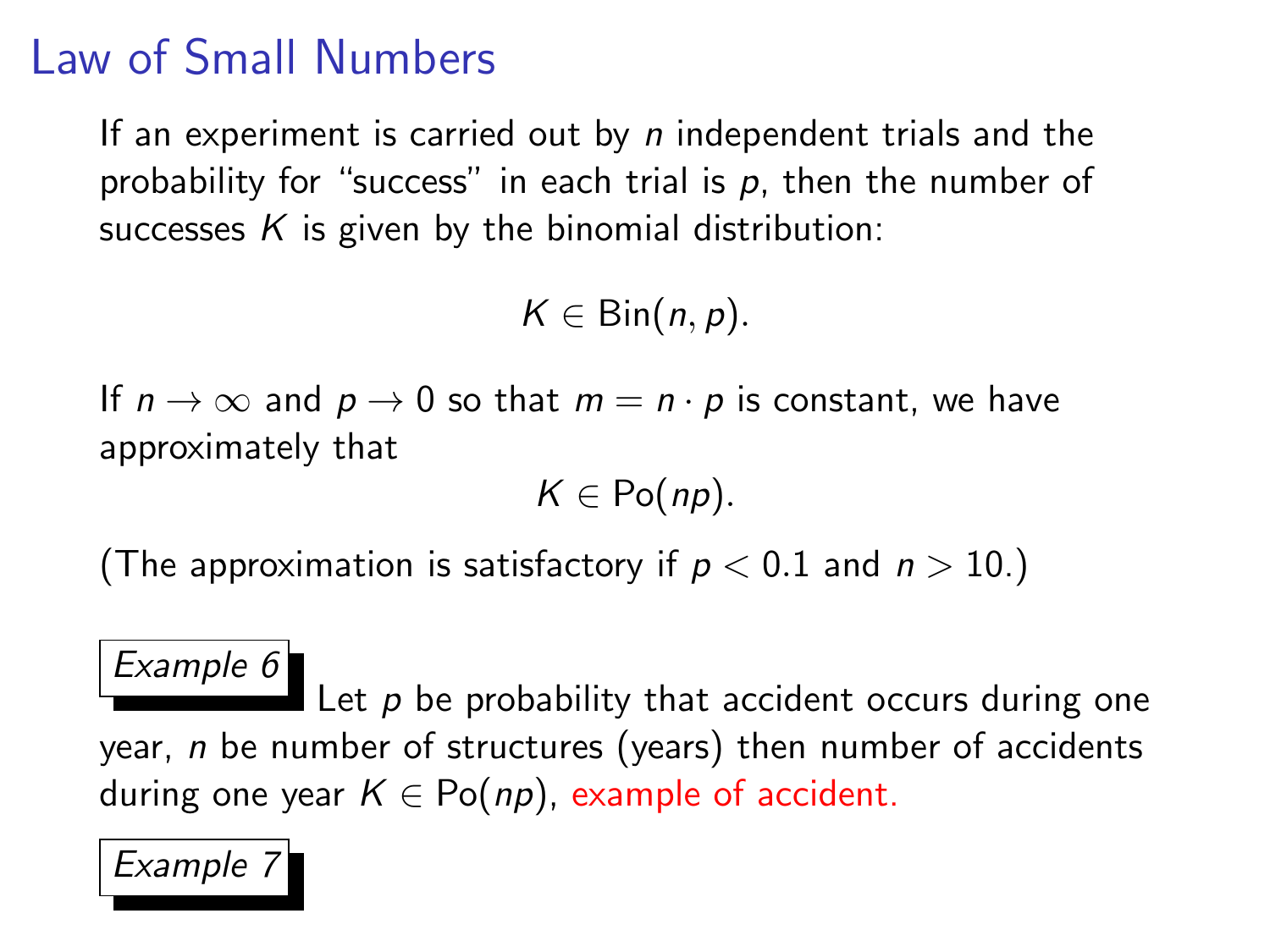# Law of Small Numbers

If an experiment is carried out by $n$ independent trials and the probability for "success" in each trial is $p$, then the number of successes $K$ is given by the binomial distribution:

$$K \in \mathrm{Bin}(n, p).$$

If $n \to \infty$ and $p \to 0$ so that $m = n \cdot p$ is constant, we have approximately that

$$K \in \mathrm{Po}(np).$$

(The approximation is satisfactory if $p < 0.1$ and $n > 10$.)

*Example 6* Let $p$ be probability that accident occurs during one year, $n$ be number of structures (years) then number of accidents during one year $K \in \mathrm{Po}(np)$, example of accident.

*Example 7*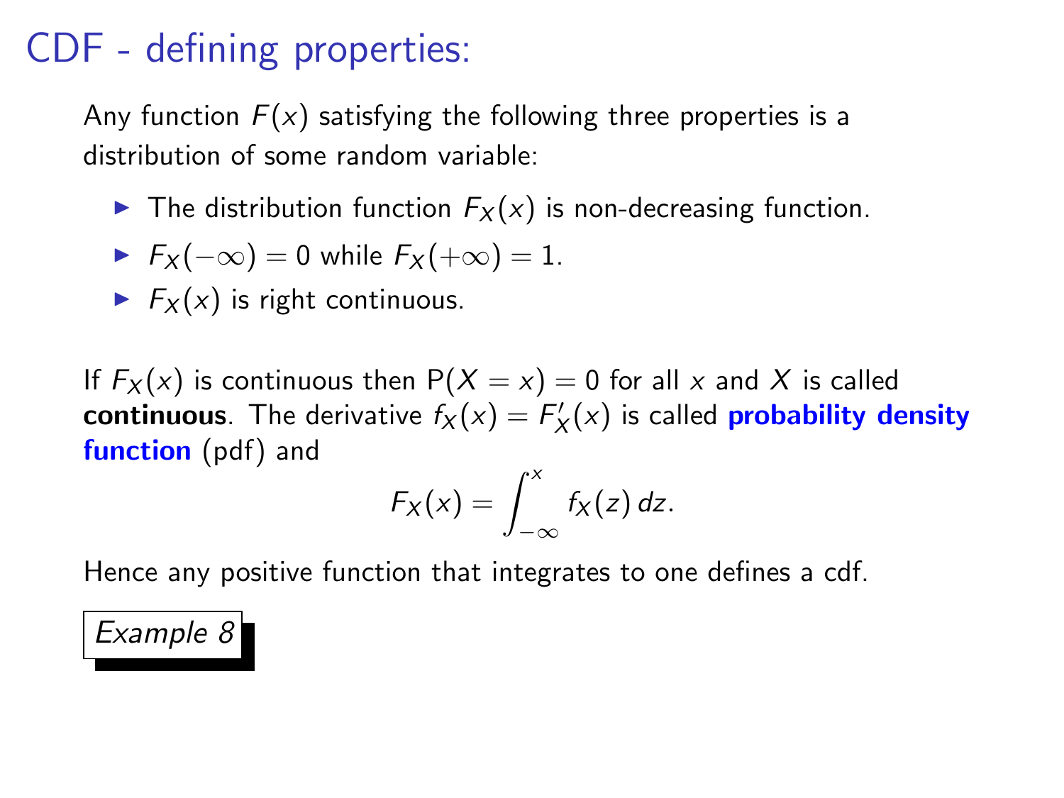# CDF - defining properties:

Any function $F(x)$ satisfying the following three properties is a distribution of some random variable:

- The distribution function $F_X(x)$ is non-decreasing function.
- $F_X(-\infty) = 0$ while $F_X(+\infty) = 1$.
- $F_X(x)$ is right continuous.

If $F_X(x)$ is continuous then $\mathrm{P}(X = x) = 0$ for all $x$ and $X$ is called **continuous**. The derivative $f_X(x) = F_X'(x)$ is called **probability density function** (pdf) and

$$F_X(x) = \int_{-\infty}^{x} f_X(z)\, dz.$$

Hence any positive function that integrates to one defines a cdf.

*Example 8*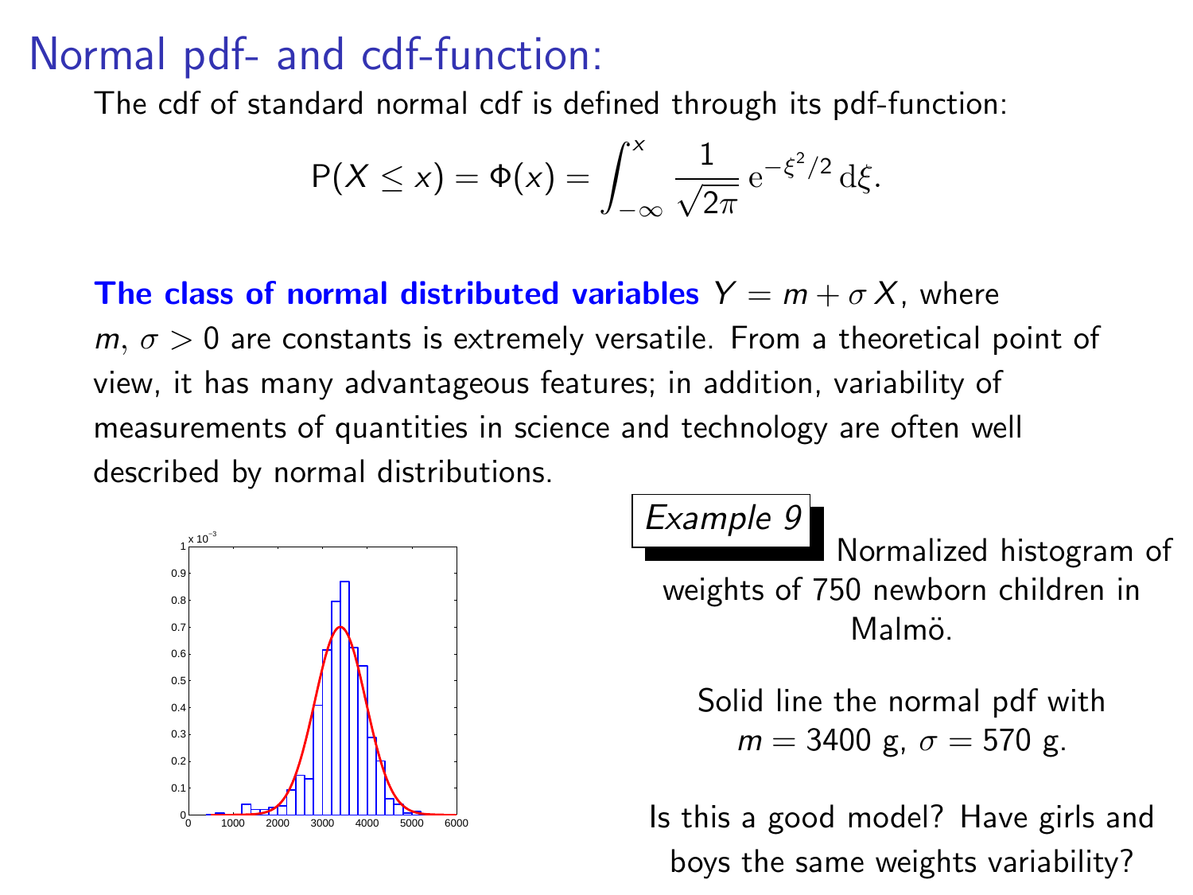# Normal pdf- and cdf-function:

The cdf of standard normal cdf is defined through its pdf-function:

$$\mathsf{P}(X \le x) = \Phi(x) = \int_{-\infty}^{x} \frac{1}{\sqrt{2\pi}}\, \mathrm{e}^{-\xi^2/2}\, \mathrm{d}\xi.$$

**The class of normal distributed variables** $Y = m + \sigma X$, where $m$, $\sigma > 0$ are constants is extremely versatile. From a theoretical point of view, it has many advantageous features; in addition, variability of measurements of quantities in science and technology are often well described by normal distributions.

*Example 9* Normalized histogram of weights of 750 newborn children in Malmö.

Solid line the normal pdf with $m = 3400$ g, $\sigma = 570$ g.

Is this a good model? Have girls and boys the same weights variability?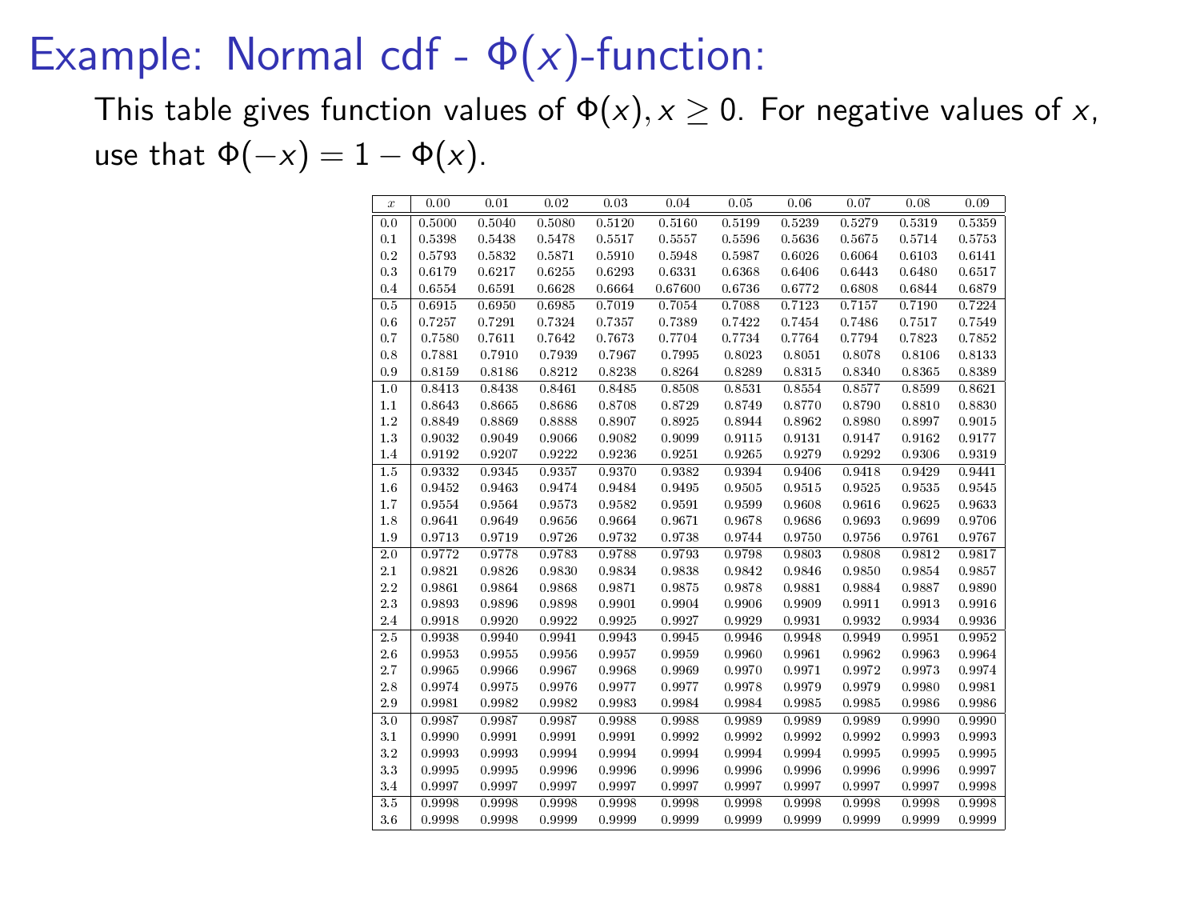# Example: Normal cdf - $\Phi(x)$-function:

This table gives function values of $\Phi(x), x \geq 0$. For negative values of $x$, use that $\Phi(-x) = 1 - \Phi(x)$.

| $x$ | 0.00 | 0.01 | 0.02 | 0.03 | 0.04 | 0.05 | 0.06 | 0.07 | 0.08 | 0.09 |
|---|---|---|---|---|---|---|---|---|---|---|
| 0.0 | 0.5000 | 0.5040 | 0.5080 | 0.5120 | 0.5160 | 0.5199 | 0.5239 | 0.5279 | 0.5319 | 0.5359 |
| 0.1 | 0.5398 | 0.5438 | 0.5478 | 0.5517 | 0.5557 | 0.5596 | 0.5636 | 0.5675 | 0.5714 | 0.5753 |
| 0.2 | 0.5793 | 0.5832 | 0.5871 | 0.5910 | 0.5948 | 0.5987 | 0.6026 | 0.6064 | 0.6103 | 0.6141 |
| 0.3 | 0.6179 | 0.6217 | 0.6255 | 0.6293 | 0.6331 | 0.6368 | 0.6406 | 0.6443 | 0.6480 | 0.6517 |
| 0.4 | 0.6554 | 0.6591 | 0.6628 | 0.6664 | 0.67600 | 0.6736 | 0.6772 | 0.6808 | 0.6844 | 0.6879 |
| 0.5 | 0.6915 | 0.6950 | 0.6985 | 0.7019 | 0.7054 | 0.7088 | 0.7123 | 0.7157 | 0.7190 | 0.7224 |
| 0.6 | 0.7257 | 0.7291 | 0.7324 | 0.7357 | 0.7389 | 0.7422 | 0.7454 | 0.7486 | 0.7517 | 0.7549 |
| 0.7 | 0.7580 | 0.7611 | 0.7642 | 0.7673 | 0.7704 | 0.7734 | 0.7764 | 0.7794 | 0.7823 | 0.7852 |
| 0.8 | 0.7881 | 0.7910 | 0.7939 | 0.7967 | 0.7995 | 0.8023 | 0.8051 | 0.8078 | 0.8106 | 0.8133 |
| 0.9 | 0.8159 | 0.8186 | 0.8212 | 0.8238 | 0.8264 | 0.8289 | 0.8315 | 0.8340 | 0.8365 | 0.8389 |
| 1.0 | 0.8413 | 0.8438 | 0.8461 | 0.8485 | 0.8508 | 0.8531 | 0.8554 | 0.8577 | 0.8599 | 0.8621 |
| 1.1 | 0.8643 | 0.8665 | 0.8686 | 0.8708 | 0.8729 | 0.8749 | 0.8770 | 0.8790 | 0.8810 | 0.8830 |
| 1.2 | 0.8849 | 0.8869 | 0.8888 | 0.8907 | 0.8925 | 0.8944 | 0.8962 | 0.8980 | 0.8997 | 0.9015 |
| 1.3 | 0.9032 | 0.9049 | 0.9066 | 0.9082 | 0.9099 | 0.9115 | 0.9131 | 0.9147 | 0.9162 | 0.9177 |
| 1.4 | 0.9192 | 0.9207 | 0.9222 | 0.9236 | 0.9251 | 0.9265 | 0.9279 | 0.9292 | 0.9306 | 0.9319 |
| 1.5 | 0.9332 | 0.9345 | 0.9357 | 0.9370 | 0.9382 | 0.9394 | 0.9406 | 0.9418 | 0.9429 | 0.9441 |
| 1.6 | 0.9452 | 0.9463 | 0.9474 | 0.9484 | 0.9495 | 0.9505 | 0.9515 | 0.9525 | 0.9535 | 0.9545 |
| 1.7 | 0.9554 | 0.9564 | 0.9573 | 0.9582 | 0.9591 | 0.9599 | 0.9608 | 0.9616 | 0.9625 | 0.9633 |
| 1.8 | 0.9641 | 0.9649 | 0.9656 | 0.9664 | 0.9671 | 0.9678 | 0.9686 | 0.9693 | 0.9699 | 0.9706 |
| 1.9 | 0.9713 | 0.9719 | 0.9726 | 0.9732 | 0.9738 | 0.9744 | 0.9750 | 0.9756 | 0.9761 | 0.9767 |
| 2.0 | 0.9772 | 0.9778 | 0.9783 | 0.9788 | 0.9793 | 0.9798 | 0.9803 | 0.9808 | 0.9812 | 0.9817 |
| 2.1 | 0.9821 | 0.9826 | 0.9830 | 0.9834 | 0.9838 | 0.9842 | 0.9846 | 0.9850 | 0.9854 | 0.9857 |
| 2.2 | 0.9861 | 0.9864 | 0.9868 | 0.9871 | 0.9875 | 0.9878 | 0.9881 | 0.9884 | 0.9887 | 0.9890 |
| 2.3 | 0.9893 | 0.9896 | 0.9898 | 0.9901 | 0.9904 | 0.9906 | 0.9909 | 0.9911 | 0.9913 | 0.9916 |
| 2.4 | 0.9918 | 0.9920 | 0.9922 | 0.9925 | 0.9927 | 0.9929 | 0.9931 | 0.9932 | 0.9934 | 0.9936 |
| 2.5 | 0.9938 | 0.9940 | 0.9941 | 0.9943 | 0.9945 | 0.9946 | 0.9948 | 0.9949 | 0.9951 | 0.9952 |
| 2.6 | 0.9953 | 0.9955 | 0.9956 | 0.9957 | 0.9959 | 0.9960 | 0.9961 | 0.9962 | 0.9963 | 0.9964 |
| 2.7 | 0.9965 | 0.9966 | 0.9967 | 0.9968 | 0.9969 | 0.9970 | 0.9971 | 0.9972 | 0.9973 | 0.9974 |
| 2.8 | 0.9974 | 0.9975 | 0.9976 | 0.9977 | 0.9977 | 0.9978 | 0.9979 | 0.9979 | 0.9980 | 0.9981 |
| 2.9 | 0.9981 | 0.9982 | 0.9982 | 0.9983 | 0.9984 | 0.9984 | 0.9985 | 0.9985 | 0.9986 | 0.9986 |
| 3.0 | 0.9987 | 0.9987 | 0.9987 | 0.9988 | 0.9988 | 0.9989 | 0.9989 | 0.9989 | 0.9990 | 0.9990 |
| 3.1 | 0.9990 | 0.9991 | 0.9991 | 0.9991 | 0.9992 | 0.9992 | 0.9992 | 0.9992 | 0.9993 | 0.9993 |
| 3.2 | 0.9993 | 0.9993 | 0.9994 | 0.9994 | 0.9994 | 0.9994 | 0.9994 | 0.9995 | 0.9995 | 0.9995 |
| 3.3 | 0.9995 | 0.9995 | 0.9996 | 0.9996 | 0.9996 | 0.9996 | 0.9996 | 0.9996 | 0.9996 | 0.9997 |
| 3.4 | 0.9997 | 0.9997 | 0.9997 | 0.9997 | 0.9997 | 0.9997 | 0.9997 | 0.9997 | 0.9997 | 0.9998 |
| 3.5 | 0.9998 | 0.9998 | 0.9998 | 0.9998 | 0.9998 | 0.9998 | 0.9998 | 0.9998 | 0.9998 | 0.9998 |
| 3.6 | 0.9998 | 0.9998 | 0.9999 | 0.9999 | 0.9999 | 0.9999 | 0.9999 | 0.9999 | 0.9999 | 0.9999 |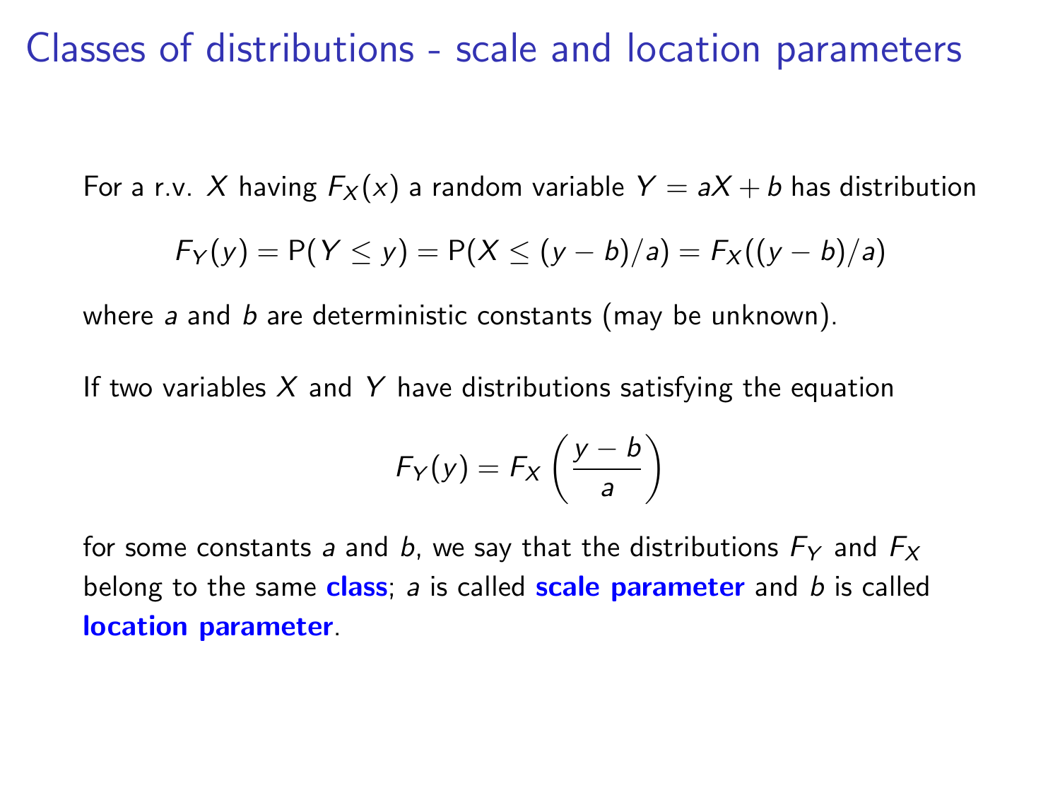# Classes of distributions - scale and location parameters

For a r.v. $X$ having $F_X(x)$ a random variable $Y = aX + b$ has distribution

$$F_Y(y) = \mathrm{P}(Y \leq y) = \mathrm{P}(X \leq (y-b)/a) = F_X((y-b)/a)$$

where $a$ and $b$ are deterministic constants (may be unknown).

If two variables $X$ and $Y$ have distributions satisfying the equation

$$F_Y(y) = F_X\left(\frac{y-b}{a}\right)$$

for some constants $a$ and $b$, we say that the distributions $F_Y$ and $F_X$ belong to the same **class**; $a$ is called **scale parameter** and $b$ is called **location parameter**.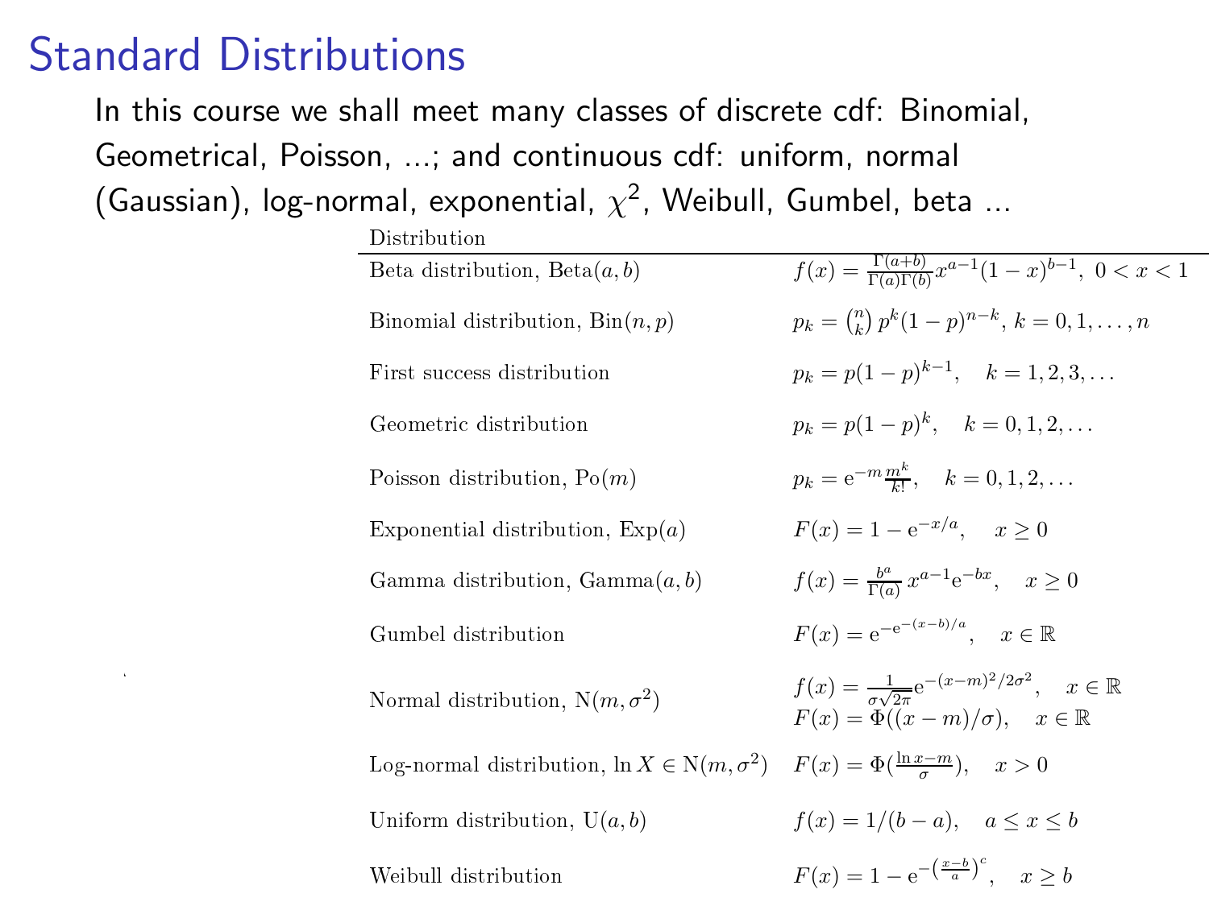# Standard Distributions

In this course we shall meet many classes of discrete cdf: Binomial, Geometrical, Poisson, ...; and continuous cdf: uniform, normal (Gaussian), log-normal, exponential, $\chi^2$, Weibull, Gumbel, beta ...

| Distribution | |
|---|---|
| Beta distribution, $\mathrm{Beta}(a,b)$ | $f(x) = \frac{\Gamma(a+b)}{\Gamma(a)\Gamma(b)} x^{a-1}(1-x)^{b-1},\ 0 < x < 1$ |
| Binomial distribution, $\mathrm{Bin}(n,p)$ | $p_k = \binom{n}{k} p^k (1-p)^{n-k},\ k = 0, 1, \ldots, n$ |
| First success distribution | $p_k = p(1-p)^{k-1}, \quad k = 1, 2, 3, \ldots$ |
| Geometric distribution | $p_k = p(1-p)^k, \quad k = 0, 1, 2, \ldots$ |
| Poisson distribution, $\mathrm{Po}(m)$ | $p_k = \mathrm{e}^{-m} \frac{m^k}{k!}, \quad k = 0, 1, 2, \ldots$ |
| Exponential distribution, $\mathrm{Exp}(a)$ | $F(x) = 1 - \mathrm{e}^{-x/a}, \quad x \geq 0$ |
| Gamma distribution, $\mathrm{Gamma}(a,b)$ | $f(x) = \frac{b^a}{\Gamma(a)} x^{a-1} \mathrm{e}^{-bx}, \quad x \geq 0$ |
| Gumbel distribution | $F(x) = \mathrm{e}^{-\mathrm{e}^{-(x-b)/a}}, \quad x \in \mathbb{R}$ |
| Normal distribution, $\mathrm{N}(m, \sigma^2)$ | $f(x) = \frac{1}{\sigma\sqrt{2\pi}} \mathrm{e}^{-(x-m)^2/2\sigma^2}, \quad x \in \mathbb{R}$ <br> $F(x) = \Phi((x-m)/\sigma), \quad x \in \mathbb{R}$ |
| Log-normal distribution, $\ln X \in \mathrm{N}(m, \sigma^2)$ | $F(x) = \Phi(\frac{\ln x - m}{\sigma}), \quad x > 0$ |
| Uniform distribution, $\mathrm{U}(a,b)$ | $f(x) = 1/(b-a), \quad a \leq x \leq b$ |
| Weibull distribution | $F(x) = 1 - \mathrm{e}^{-\left(\frac{x-b}{a}\right)^c}, \quad x \geq b$ |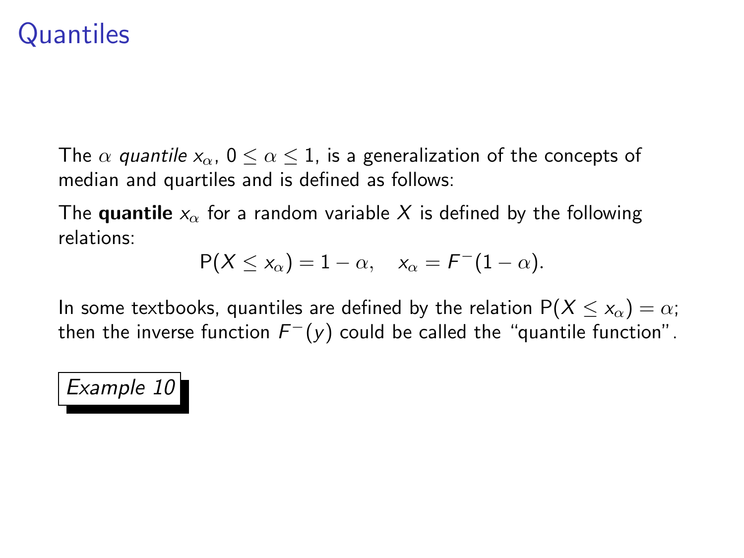# Quantiles

The $\alpha$ *quantile* $x_\alpha$, $0 \leq \alpha \leq 1$, is a generalization of the concepts of median and quartiles and is defined as follows:

The **quantile** $x_\alpha$ for a random variable $X$ is defined by the following relations:

$$\mathrm{P}(X \leq x_\alpha) = 1 - \alpha, \quad x_\alpha = F^{-}(1 - \alpha).$$

In some textbooks, quantiles are defined by the relation $\mathrm{P}(X \leq x_\alpha) = \alpha$; then the inverse function $F^{-}(y)$ could be called the "quantile function".

*Example 10*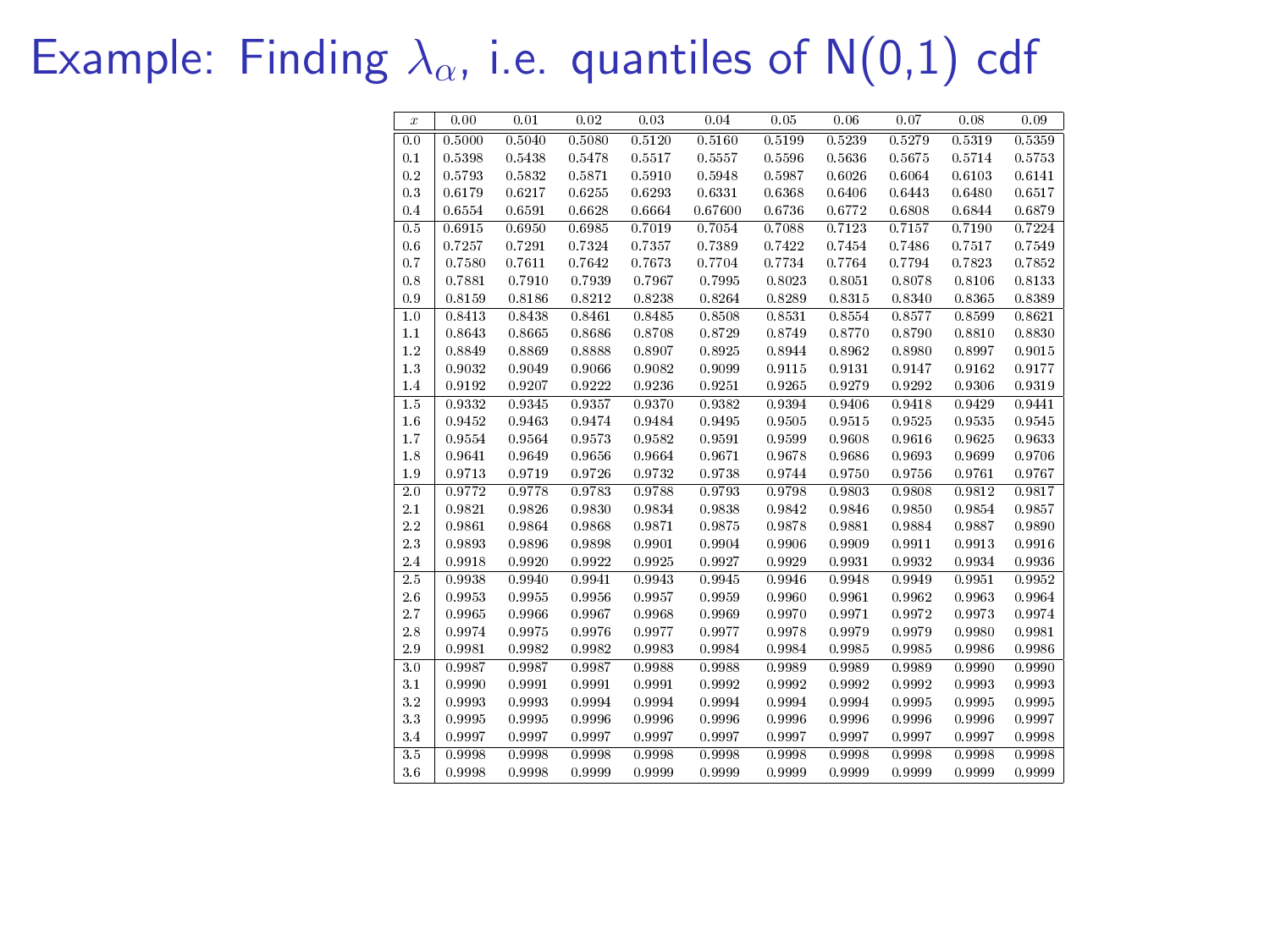# Example: Finding $\lambda_\alpha$, i.e. quantiles of N(0,1) cdf

| $x$ | 0.00 | 0.01 | 0.02 | 0.03 | 0.04 | 0.05 | 0.06 | 0.07 | 0.08 | 0.09 |
|---|---|---|---|---|---|---|---|---|---|---|
| 0.0 | 0.5000 | 0.5040 | 0.5080 | 0.5120 | 0.5160 | 0.5199 | 0.5239 | 0.5279 | 0.5319 | 0.5359 |
| 0.1 | 0.5398 | 0.5438 | 0.5478 | 0.5517 | 0.5557 | 0.5596 | 0.5636 | 0.5675 | 0.5714 | 0.5753 |
| 0.2 | 0.5793 | 0.5832 | 0.5871 | 0.5910 | 0.5948 | 0.5987 | 0.6026 | 0.6064 | 0.6103 | 0.6141 |
| 0.3 | 0.6179 | 0.6217 | 0.6255 | 0.6293 | 0.6331 | 0.6368 | 0.6406 | 0.6443 | 0.6480 | 0.6517 |
| 0.4 | 0.6554 | 0.6591 | 0.6628 | 0.6664 | 0.67600 | 0.6736 | 0.6772 | 0.6808 | 0.6844 | 0.6879 |
| 0.5 | 0.6915 | 0.6950 | 0.6985 | 0.7019 | 0.7054 | 0.7088 | 0.7123 | 0.7157 | 0.7190 | 0.7224 |
| 0.6 | 0.7257 | 0.7291 | 0.7324 | 0.7357 | 0.7389 | 0.7422 | 0.7454 | 0.7486 | 0.7517 | 0.7549 |
| 0.7 | 0.7580 | 0.7611 | 0.7642 | 0.7673 | 0.7704 | 0.7734 | 0.7764 | 0.7794 | 0.7823 | 0.7852 |
| 0.8 | 0.7881 | 0.7910 | 0.7939 | 0.7967 | 0.7995 | 0.8023 | 0.8051 | 0.8078 | 0.8106 | 0.8133 |
| 0.9 | 0.8159 | 0.8186 | 0.8212 | 0.8238 | 0.8264 | 0.8289 | 0.8315 | 0.8340 | 0.8365 | 0.8389 |
| 1.0 | 0.8413 | 0.8438 | 0.8461 | 0.8485 | 0.8508 | 0.8531 | 0.8554 | 0.8577 | 0.8599 | 0.8621 |
| 1.1 | 0.8643 | 0.8665 | 0.8686 | 0.8708 | 0.8729 | 0.8749 | 0.8770 | 0.8790 | 0.8810 | 0.8830 |
| 1.2 | 0.8849 | 0.8869 | 0.8888 | 0.8907 | 0.8925 | 0.8944 | 0.8962 | 0.8980 | 0.8997 | 0.9015 |
| 1.3 | 0.9032 | 0.9049 | 0.9066 | 0.9082 | 0.9099 | 0.9115 | 0.9131 | 0.9147 | 0.9162 | 0.9177 |
| 1.4 | 0.9192 | 0.9207 | 0.9222 | 0.9236 | 0.9251 | 0.9265 | 0.9279 | 0.9292 | 0.9306 | 0.9319 |
| 1.5 | 0.9332 | 0.9345 | 0.9357 | 0.9370 | 0.9382 | 0.9394 | 0.9406 | 0.9418 | 0.9429 | 0.9441 |
| 1.6 | 0.9452 | 0.9463 | 0.9474 | 0.9484 | 0.9495 | 0.9505 | 0.9515 | 0.9525 | 0.9535 | 0.9545 |
| 1.7 | 0.9554 | 0.9564 | 0.9573 | 0.9582 | 0.9591 | 0.9599 | 0.9608 | 0.9616 | 0.9625 | 0.9633 |
| 1.8 | 0.9641 | 0.9649 | 0.9656 | 0.9664 | 0.9671 | 0.9678 | 0.9686 | 0.9693 | 0.9699 | 0.9706 |
| 1.9 | 0.9713 | 0.9719 | 0.9726 | 0.9732 | 0.9738 | 0.9744 | 0.9750 | 0.9756 | 0.9761 | 0.9767 |
| 2.0 | 0.9772 | 0.9778 | 0.9783 | 0.9788 | 0.9793 | 0.9798 | 0.9803 | 0.9808 | 0.9812 | 0.9817 |
| 2.1 | 0.9821 | 0.9826 | 0.9830 | 0.9834 | 0.9838 | 0.9842 | 0.9846 | 0.9850 | 0.9854 | 0.9857 |
| 2.2 | 0.9861 | 0.9864 | 0.9868 | 0.9871 | 0.9875 | 0.9878 | 0.9881 | 0.9884 | 0.9887 | 0.9890 |
| 2.3 | 0.9893 | 0.9896 | 0.9898 | 0.9901 | 0.9904 | 0.9906 | 0.9909 | 0.9911 | 0.9913 | 0.9916 |
| 2.4 | 0.9918 | 0.9920 | 0.9922 | 0.9925 | 0.9927 | 0.9929 | 0.9931 | 0.9932 | 0.9934 | 0.9936 |
| 2.5 | 0.9938 | 0.9940 | 0.9941 | 0.9943 | 0.9945 | 0.9946 | 0.9948 | 0.9949 | 0.9951 | 0.9952 |
| 2.6 | 0.9953 | 0.9955 | 0.9956 | 0.9957 | 0.9959 | 0.9960 | 0.9961 | 0.9962 | 0.9963 | 0.9964 |
| 2.7 | 0.9965 | 0.9966 | 0.9967 | 0.9968 | 0.9969 | 0.9970 | 0.9971 | 0.9972 | 0.9973 | 0.9974 |
| 2.8 | 0.9974 | 0.9975 | 0.9976 | 0.9977 | 0.9977 | 0.9978 | 0.9979 | 0.9979 | 0.9980 | 0.9981 |
| 2.9 | 0.9981 | 0.9982 | 0.9982 | 0.9983 | 0.9984 | 0.9984 | 0.9985 | 0.9985 | 0.9986 | 0.9986 |
| 3.0 | 0.9987 | 0.9987 | 0.9987 | 0.9988 | 0.9988 | 0.9989 | 0.9989 | 0.9989 | 0.9990 | 0.9990 |
| 3.1 | 0.9990 | 0.9991 | 0.9991 | 0.9991 | 0.9992 | 0.9992 | 0.9992 | 0.9992 | 0.9993 | 0.9993 |
| 3.2 | 0.9993 | 0.9993 | 0.9994 | 0.9994 | 0.9994 | 0.9994 | 0.9994 | 0.9995 | 0.9995 | 0.9995 |
| 3.3 | 0.9995 | 0.9995 | 0.9996 | 0.9996 | 0.9996 | 0.9996 | 0.9996 | 0.9996 | 0.9996 | 0.9997 |
| 3.4 | 0.9997 | 0.9997 | 0.9997 | 0.9997 | 0.9997 | 0.9997 | 0.9997 | 0.9997 | 0.9997 | 0.9998 |
| 3.5 | 0.9998 | 0.9998 | 0.9998 | 0.9998 | 0.9998 | 0.9998 | 0.9998 | 0.9998 | 0.9998 | 0.9998 |
| 3.6 | 0.9998 | 0.9998 | 0.9999 | 0.9999 | 0.9999 | 0.9999 | 0.9999 | 0.9999 | 0.9999 | 0.9999 |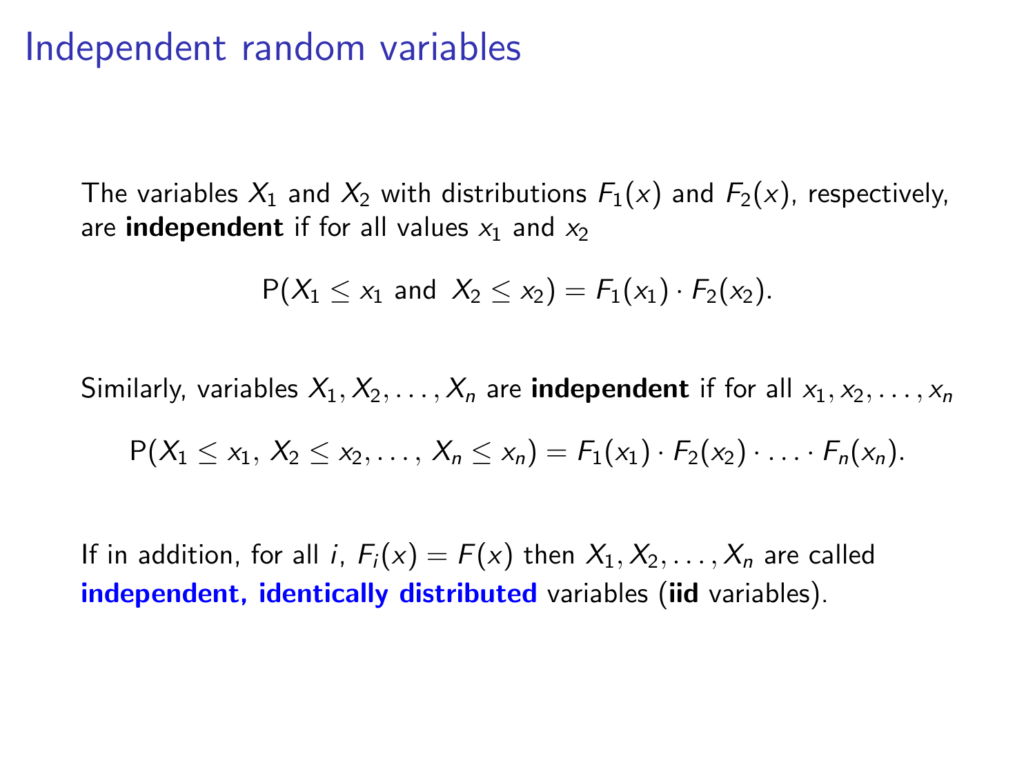# Independent random variables

The variables $X_1$ and $X_2$ with distributions $F_1(x)$ and $F_2(x)$, respectively, are **independent** if for all values $x_1$ and $x_2$

$$\mathrm{P}(X_1 \leq x_1 \text{ and } X_2 \leq x_2) = F_1(x_1) \cdot F_2(x_2).$$

Similarly, variables $X_1, X_2, \ldots, X_n$ are **independent** if for all $x_1, x_2, \ldots, x_n$

$$\mathrm{P}(X_1 \leq x_1,\, X_2 \leq x_2, \ldots,\, X_n \leq x_n) = F_1(x_1) \cdot F_2(x_2) \cdot \ldots \cdot F_n(x_n).$$

If in addition, for all $i$, $F_i(x) = F(x)$ then $X_1, X_2, \ldots, X_n$ are called **independent, identically distributed** variables (**iid** variables).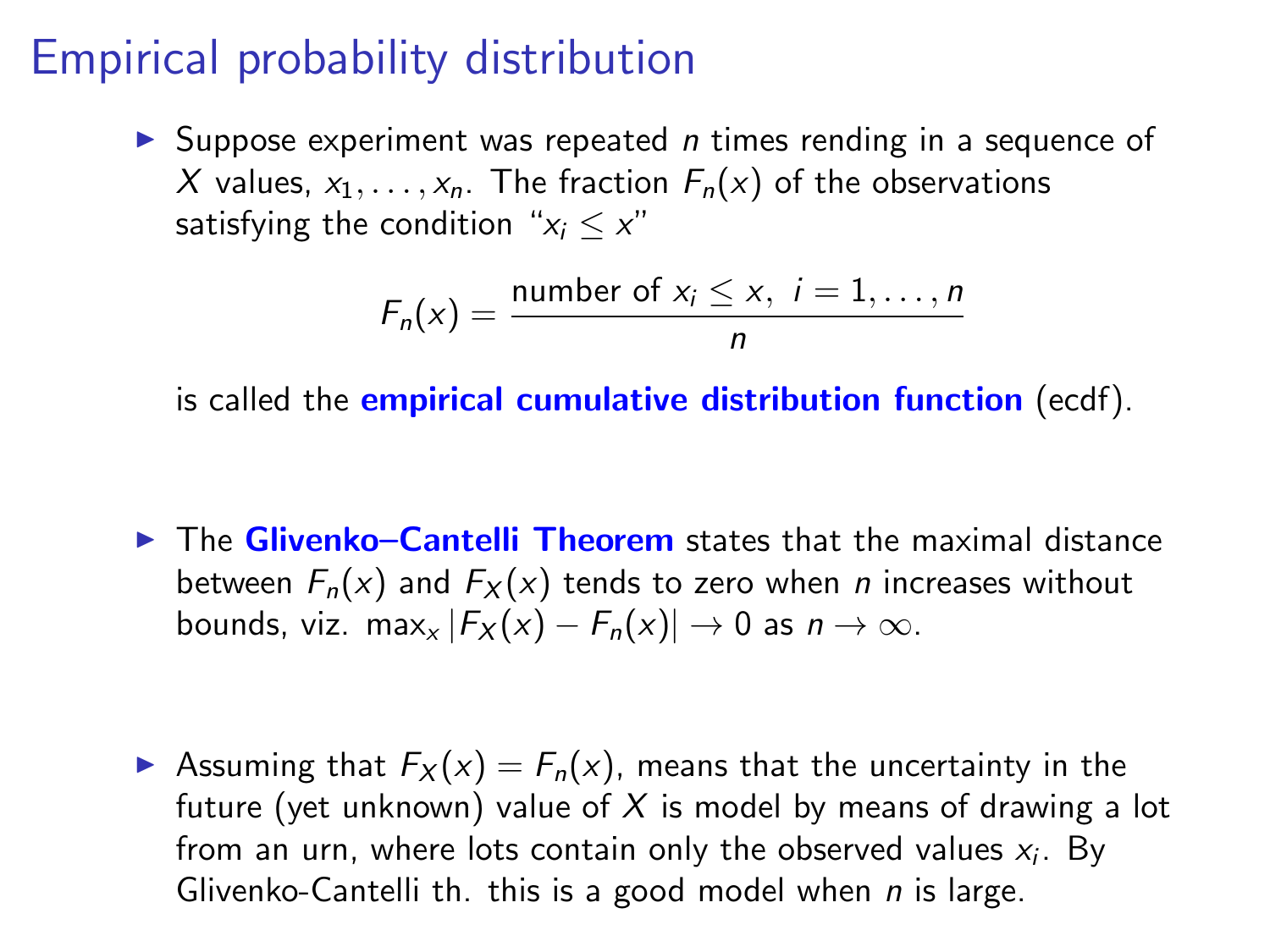# Empirical probability distribution

- Suppose experiment was repeated $n$ times rending in a sequence of $X$ values, $x_1, \ldots, x_n$. The fraction $F_n(x)$ of the observations satisfying the condition "$x_i \leq x$"

$$F_n(x) = \frac{\text{number of } x_i \leq x, \; i = 1, \ldots, n}{n}$$

  is called the **empirical cumulative distribution function** (ecdf).

- The **Glivenko–Cantelli Theorem** states that the maximal distance between $F_n(x)$ and $F_X(x)$ tends to zero when $n$ increases without bounds, viz. $\max_x |F_X(x) - F_n(x)| \to 0$ as $n \to \infty$.

- Assuming that $F_X(x) = F_n(x)$, means that the uncertainty in the future (yet unknown) value of $X$ is model by means of drawing a lot from an urn, where lots contain only the observed values $x_i$. By Glivenko-Cantelli th. this is a good model when $n$ is large.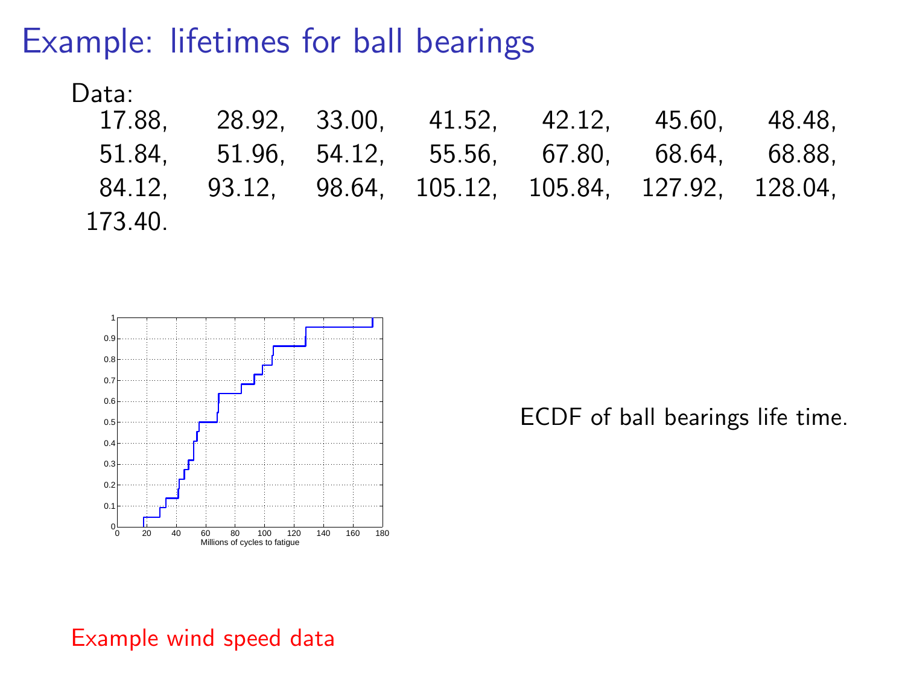# Example: lifetimes for ball bearings

Data:

17.88, 28.92, 33.00, 41.52, 42.12, 45.60, 48.48,
51.84, 51.96, 54.12, 55.56, 67.80, 68.64, 68.88,
84.12, 93.12, 98.64, 105.12, 105.84, 127.92, 128.04,
173.40.

ECDF of ball bearings life time.

Example wind speed data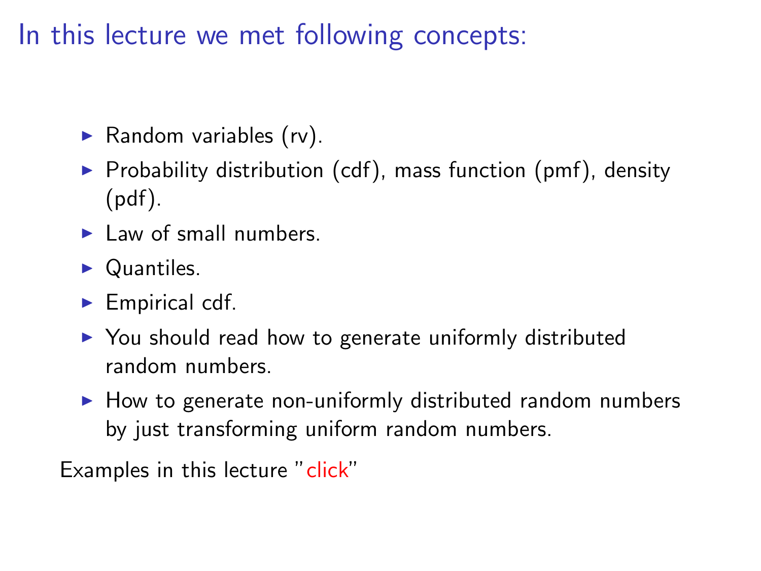# In this lecture we met following concepts:

- Random variables (rv).
- Probability distribution (cdf), mass function (pmf), density (pdf).
- Law of small numbers.
- Quantiles.
- Empirical cdf.
- You should read how to generate uniformly distributed random numbers.
- How to generate non-uniformly distributed random numbers by just transforming uniform random numbers.

Examples in this lecture "click"